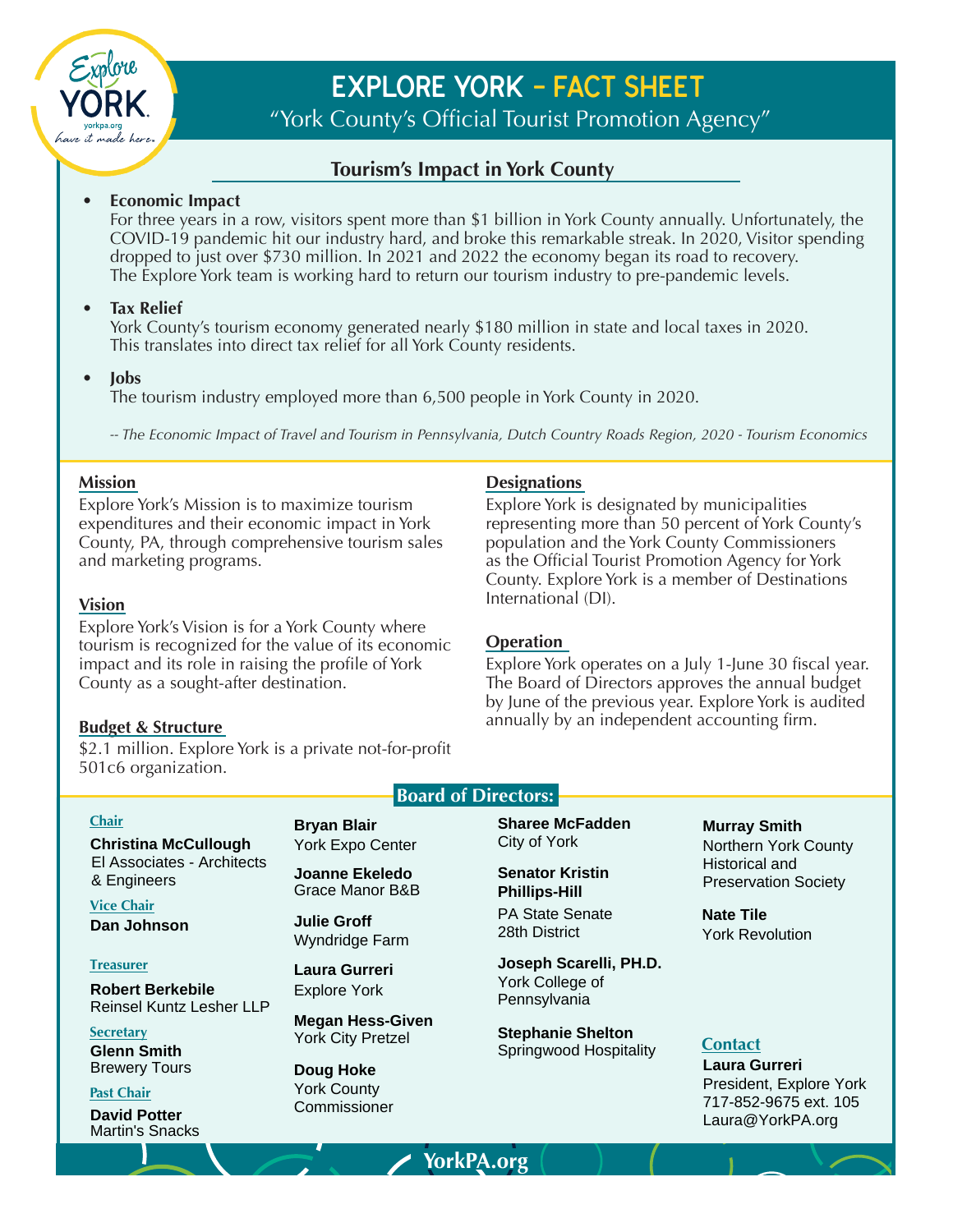# EXPLORE YORK – FACT SHEET

"York County's Official Tourist Promotion Agency"

## Tourism's Impact in York County

- **Economic Impact**
  For three years in a row, visitors spent more than $1 billion in York County annually. Unfortunately, the COVID-19 pandemic hit our industry hard, and broke this remarkable streak. In 2020, Visitor spending dropped to just over $730 million. In 2021 and 2022 the economy began its road to recovery. The Explore York team is working hard to return our tourism industry to pre-pandemic levels.

- **Tax Relief**
  York County's tourism economy generated nearly $180 million in state and local taxes in 2020. This translates into direct tax relief for all York County residents.

- **Jobs**
  The tourism industry employed more than 6,500 people in York County in 2020.

*-- The Economic Impact of Travel and Tourism in Pennsylvania, Dutch Country Roads Region, 2020 - Tourism Economics*

### Mission

Explore York's Mission is to maximize tourism expenditures and their economic impact in York County, PA, through comprehensive tourism sales and marketing programs.

### Vision

Explore York's Vision is for a York County where tourism is recognized for the value of its economic impact and its role in raising the profile of York County as a sought-after destination.

### Budget & Structure

$2.1 million. Explore York is a private not-for-profit 501c6 organization.

### Designations

Explore York is designated by municipalities representing more than 50 percent of York County's population and the York County Commissioners as the Official Tourist Promotion Agency for York County. Explore York is a member of Destinations International (DI).

### Operation

Explore York operates on a July 1-June 30 fiscal year. The Board of Directors approves the annual budget by June of the previous year. Explore York is audited annually by an independent accounting firm.

## Board of Directors:

**Chair**
**Christina McCullough**
EI Associates - Architects & Engineers

**Vice Chair**
**Dan Johnson**

**Treasurer**
**Robert Berkebile**
Reinsel Kuntz Lesher LLP

**Secretary**
**Glenn Smith**
Brewery Tours

**Past Chair**
**David Potter**
Martin's Snacks

**Bryan Blair**
York Expo Center

**Joanne Ekeledo**
Grace Manor B&B

**Julie Groff**
Wyndridge Farm

**Laura Gurreri**
Explore York

**Megan Hess-Given**
York City Pretzel

**Doug Hoke**
York County Commissioner

**Sharee McFadden**
City of York

**Senator Kristin Phillips-Hill**
PA State Senate 28th District

**Joseph Scarelli, PH.D.**
York College of Pennsylvania

**Stephanie Shelton**
Springwood Hospitality

**Murray Smith**
Northern York County Historical and Preservation Society

**Nate Tile**
York Revolution

### Contact

**Laura Gurreri**
President, Explore York
717-852-9675 ext. 105
Laura@YorkPA.org

YorkPA.org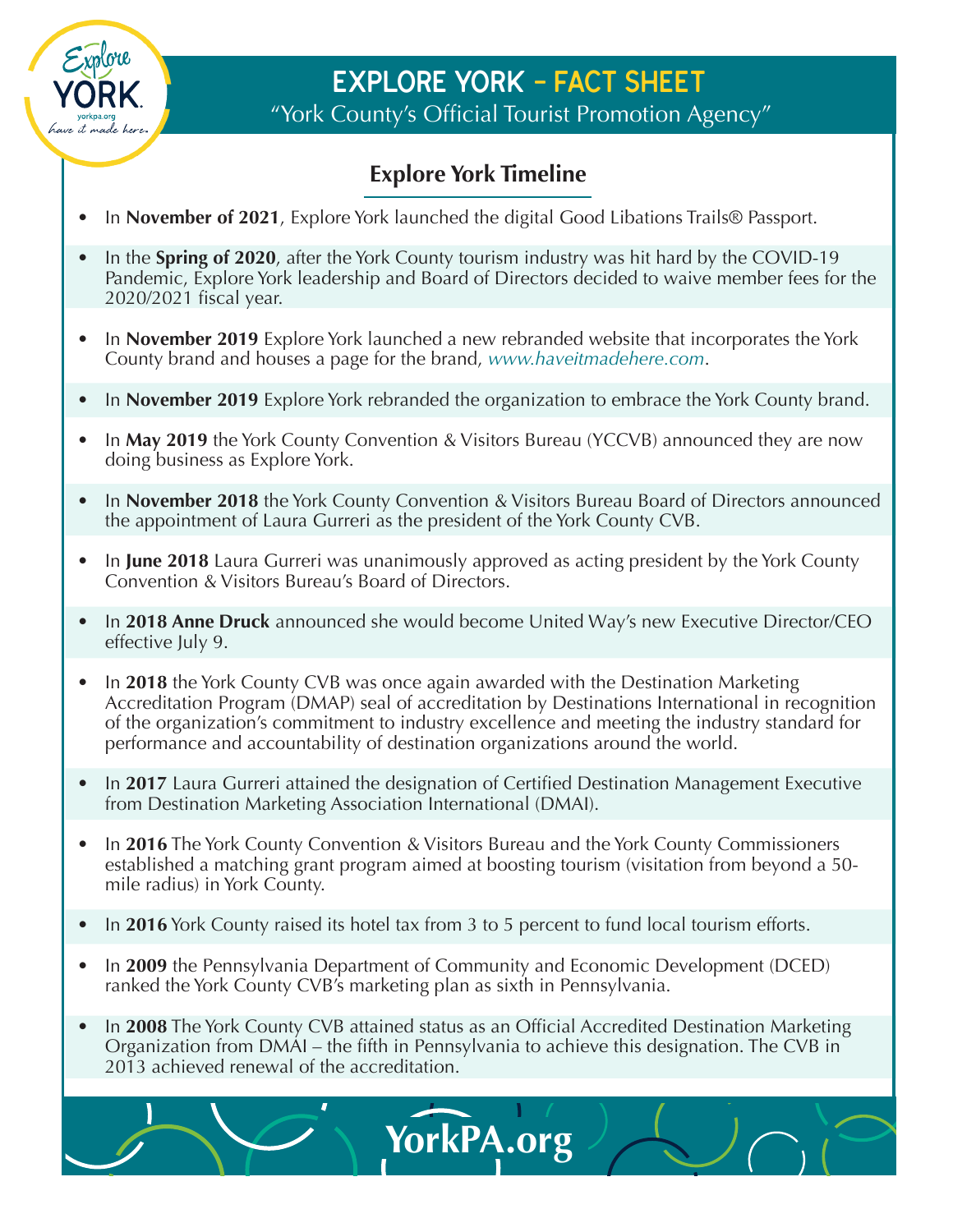# EXPLORE YORK – FACT SHEET

"York County's Official Tourist Promotion Agency"

## Explore York Timeline

- In **November of 2021**, Explore York launched the digital Good Libations Trails® Passport.
- In the **Spring of 2020**, after the York County tourism industry was hit hard by the COVID-19 Pandemic, Explore York leadership and Board of Directors decided to waive member fees for the 2020/2021 fiscal year.
- In **November 2019** Explore York launched a new rebranded website that incorporates the York County brand and houses a page for the brand, *www.haveitmadehere.com*.
- In **November 2019** Explore York rebranded the organization to embrace the York County brand.
- In **May 2019** the York County Convention & Visitors Bureau (YCCVB) announced they are now doing business as Explore York.
- In **November 2018** the York County Convention & Visitors Bureau Board of Directors announced the appointment of Laura Gurreri as the president of the York County CVB.
- In **June 2018** Laura Gurreri was unanimously approved as acting president by the York County Convention & Visitors Bureau's Board of Directors.
- In **2018 Anne Druck** announced she would become United Way's new Executive Director/CEO effective July 9.
- In **2018** the York County CVB was once again awarded with the Destination Marketing Accreditation Program (DMAP) seal of accreditation by Destinations International in recognition of the organization's commitment to industry excellence and meeting the industry standard for performance and accountability of destination organizations around the world.
- In **2017** Laura Gurreri attained the designation of Certified Destination Management Executive from Destination Marketing Association International (DMAI).
- In **2016** The York County Convention & Visitors Bureau and the York County Commissioners established a matching grant program aimed at boosting tourism (visitation from beyond a 50-mile radius) in York County.
- In **2016** York County raised its hotel tax from 3 to 5 percent to fund local tourism efforts.
- In **2009** the Pennsylvania Department of Community and Economic Development (DCED) ranked the York County CVB's marketing plan as sixth in Pennsylvania.
- In **2008** The York County CVB attained status as an Official Accredited Destination Marketing Organization from DMAI – the fifth in Pennsylvania to achieve this designation. The CVB in 2013 achieved renewal of the accreditation.

YorkPA.org